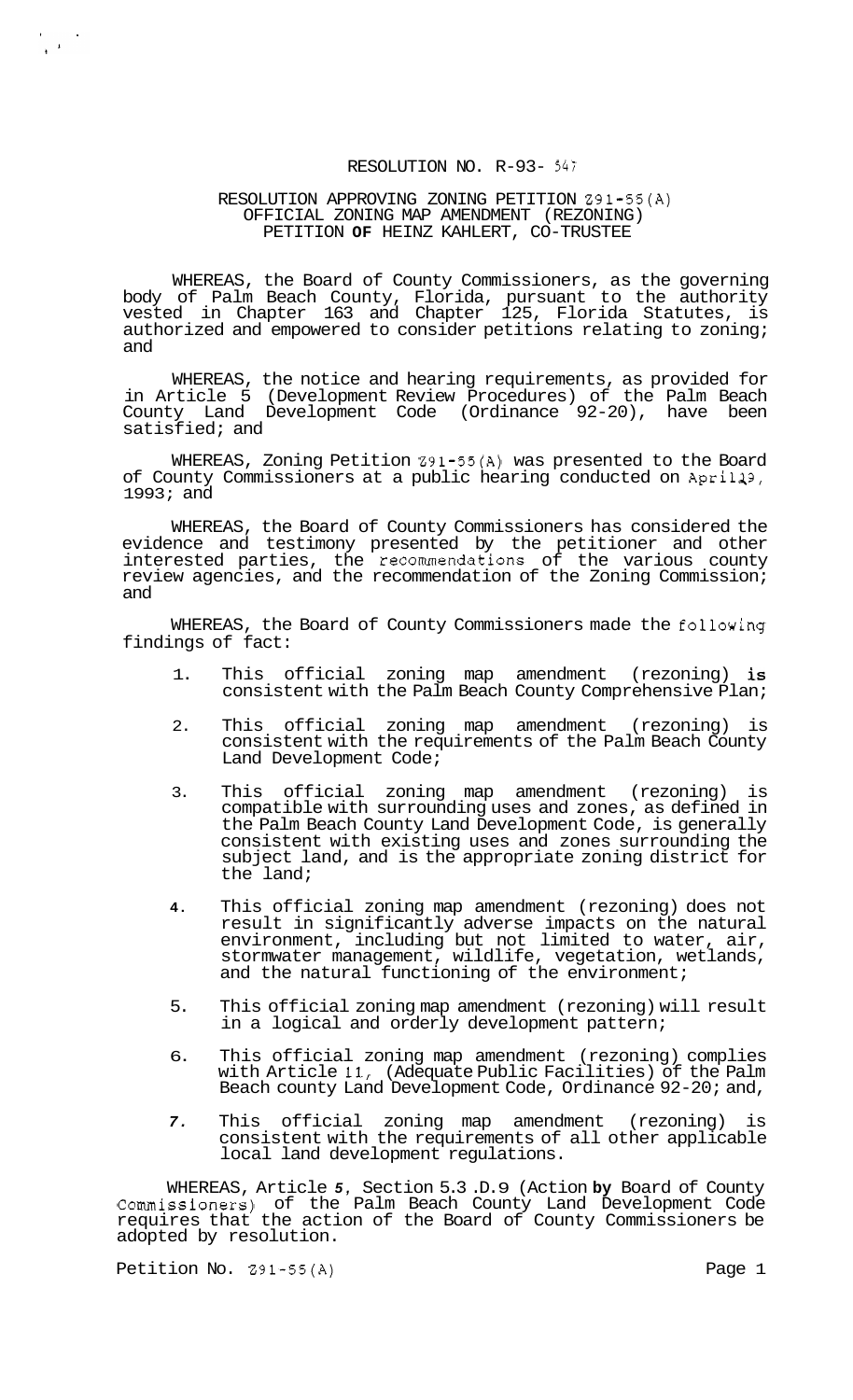RESOLUTION NO. R-93- 547

RESOLUTION APPROVING ZONING PETITION Z91-55(A)
OFFICIAL ZONING MAP AMENDMENT (REZONING)
PETITION **OF** HEINZ KAHLERT, CO-TRUSTEE

WHEREAS, the Board of County Commissioners, as the governing body of Palm Beach County, Florida, pursuant to the authority vested in Chapter 163 and Chapter 125, Florida Statutes, is authorized and empowered to consider petitions relating to zoning; and

WHEREAS, the notice and hearing requirements, as provided for in Article 5 (Development Review Procedures) of the Palm Beach County Land Development Code (Ordinance 92-20), have been satisfied; and

WHEREAS, Zoning Petition Z91-55(A) was presented to the Board of County Commissioners at a public hearing conducted on April 19, 1993; and

WHEREAS, the Board of County Commissioners has considered the evidence and testimony presented by the petitioner and other interested parties, the recommendations of the various county review agencies, and the recommendation of the Zoning Commission; and

WHEREAS, the Board of County Commissioners made the following findings of fact:

1. This official zoning map amendment (rezoning) **is** consistent with the Palm Beach County Comprehensive Plan;

2. This official zoning map amendment (rezoning) is consistent with the requirements of the Palm Beach County Land Development Code;

3. This official zoning map amendment (rezoning) is compatible with surrounding uses and zones, as defined in the Palm Beach County Land Development Code, is generally consistent with existing uses and zones surrounding the subject land, and is the appropriate zoning district for the land;

4. This official zoning map amendment (rezoning) does not result in significantly adverse impacts on the natural environment, including but not limited to water, air, stormwater management, wildlife, vegetation, wetlands, and the natural functioning of the environment;

5. This official zoning map amendment (rezoning) will result in a logical and orderly development pattern;

6. This official zoning map amendment (rezoning) complies with Article 11, (Adequate Public Facilities) of the Palm Beach county Land Development Code, Ordinance 92-20; and,

7. This official zoning map amendment (rezoning) is consistent with the requirements of all other applicable local land development regulations.

WHEREAS, Article *5*, Section 5.3 .D.9 (Action **by** Board of County Commissioners) of the Palm Beach County Land Development Code requires that the action of the Board of County Commissioners be adopted by resolution.

Petition No. Z91-55(A)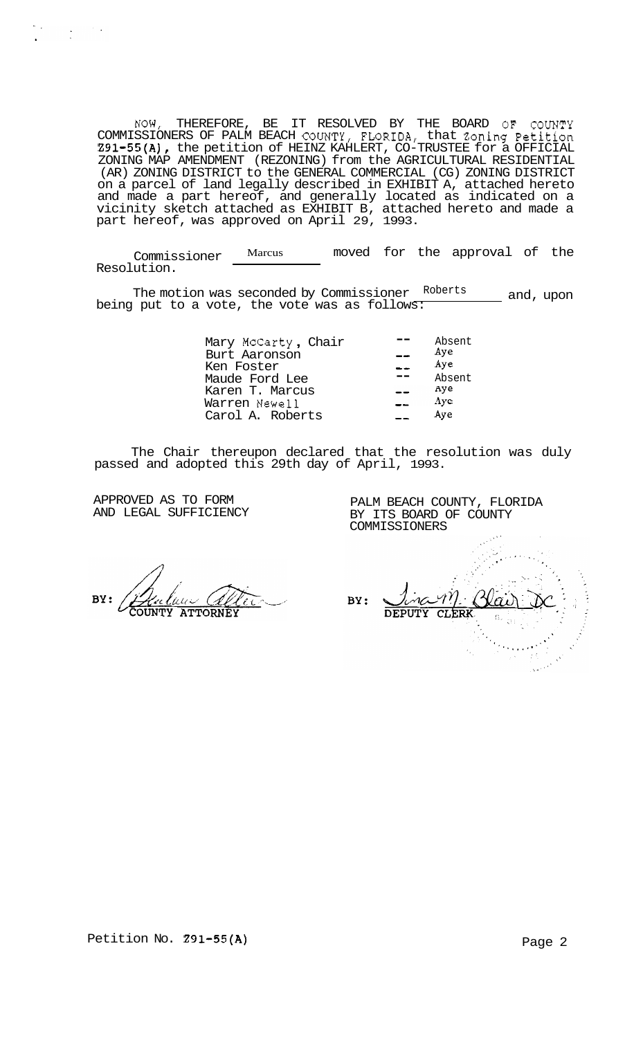NOW, THEREFORE, BE IT RESOLVED BY THE BOARD OF COUNTY COMMISSIONERS OF PALM BEACH COUNTY, FLORIDA, that Zoning Petition Z91-55(A), the petition of HEINZ KAHLERT, CO-TRUSTEE for a OFFICIAL ZONING MAP AMENDMENT (REZONING) from the AGRICULTURAL RESIDENTIAL (AR) ZONING DISTRICT to the GENERAL COMMERCIAL (CG) ZONING DISTRICT on a parcel of land legally described in EXHIBIT A, attached hereto and made a part hereof, and generally located as indicated on a vicinity sketch attached as EXHIBIT B, attached hereto and made a part hereof, was approved on April 29, 1993.

Commissioner Marcus moved for the approval of the Resolution.

The motion was seconded by Commissioner Roberts and, upon being put to a vote, the vote was as follows:

| | | |
|---|---|---|
| Mary McCarty, Chair | -- | Absent |
| Burt Aaronson | -- | Aye |
| Ken Foster | -- | Aye |
| Maude Ford Lee | -- | Absent |
| Karen T. Marcus | -- | Aye |
| Warren Newell | -- | Aye |
| Carol A. Roberts | -- | Aye |

The Chair thereupon declared that the resolution was duly passed and adopted this 29th day of April, 1993.

APPROVED AS TO FORM AND LEGAL SUFFICIENCY

BY: COUNTY ATTORNEY

PALM BEACH COUNTY, FLORIDA BY ITS BOARD OF COUNTY COMMISSIONERS

BY: DEPUTY CLERK

Petition No. Z91-55(A)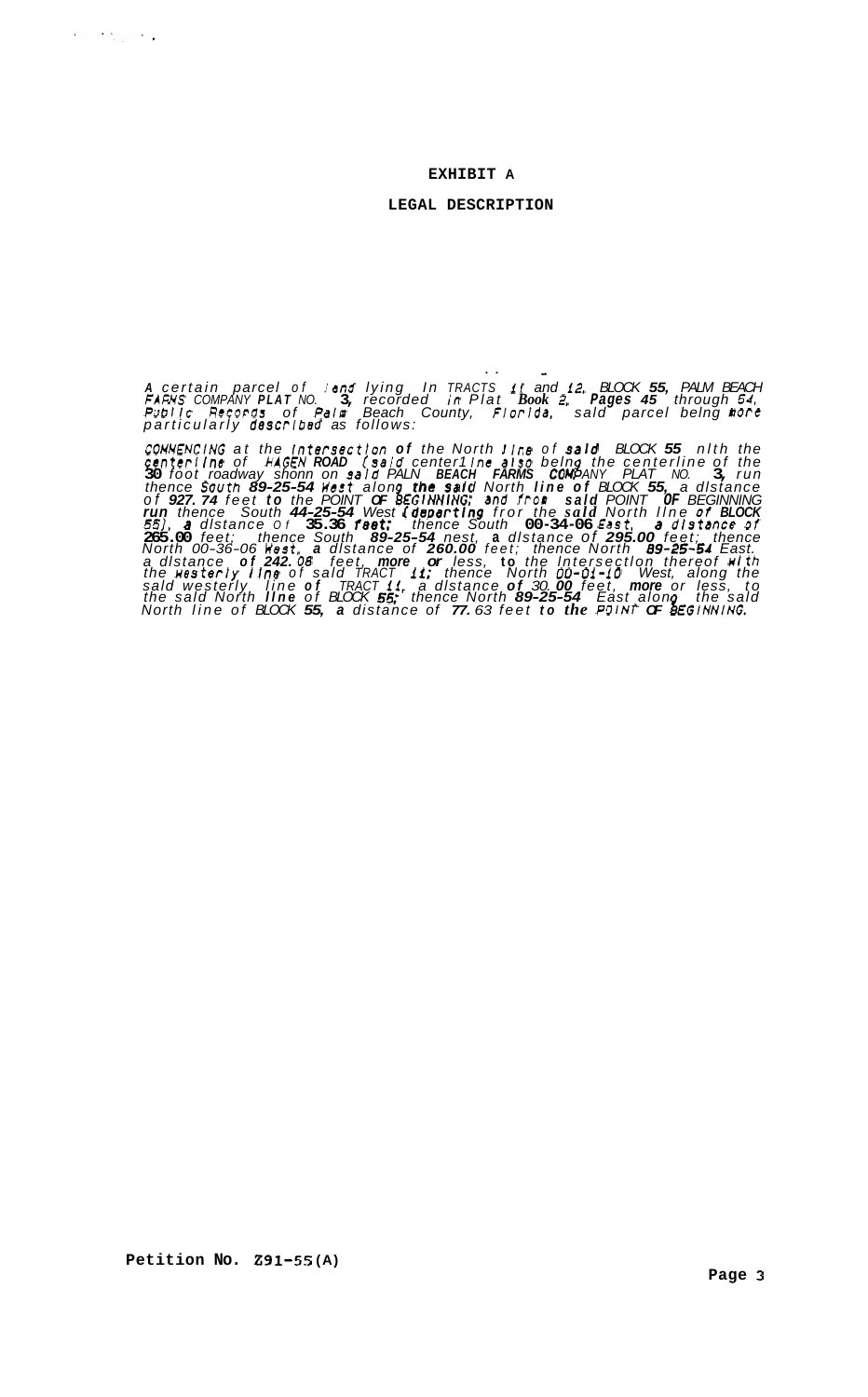**EXHIBIT A**

**LEGAL DESCRIPTION**

A certain parcel of land lying In TRACTS 11 and 12, BLOCK 55, PALM BEACH FARMS COMPANY PLAT NO. 3, recorded in Plat Book 2, Pages 45 through 54, Public Records of Palm Beach County, Florida, said parcel belng more particularly described as follows:

COMMENCING at the Intersection of the North line of said BLOCK 55 nith the centerline of HAGEN ROAD (said centerline also belng the centerline of the 30 foot roadway shonn on said PALN BEACH FARMS COMPANY PLAT NO. 3, run thence South 89-25-54 West along the said North line of BLOCK 55, a dlstance of 927.74 feet to the POINT OF BEGINNING; and from said POINT OF BEGINNING run thence South 44-25-54 West (departing from the sald North line of BLOCK 55), a distance of 35.36 feet; thence South 00-34-06 East, a distance of 265.00 feet; thence South 89-25-54 nest, a distance of 295.00 feet; thence North 00-36-06 West, a distance of 260.00 feet; thence North 89-25-54 East, a distance of 242.08 feet, more or less, to the Intersection thereof with the westerly line of sald TRACT 11; thence North 00-01-10 West, along the sald westerly line of TRACT 11, a distance of 30.00 feet, more or less, to the sald North line of BLOCK 55; thence North 89-25-54 East along the said North line of BLOCK 55, a distance of 77.63 feet to the POINT OF BEGINNING.

**Petition No. Z91-55(A)**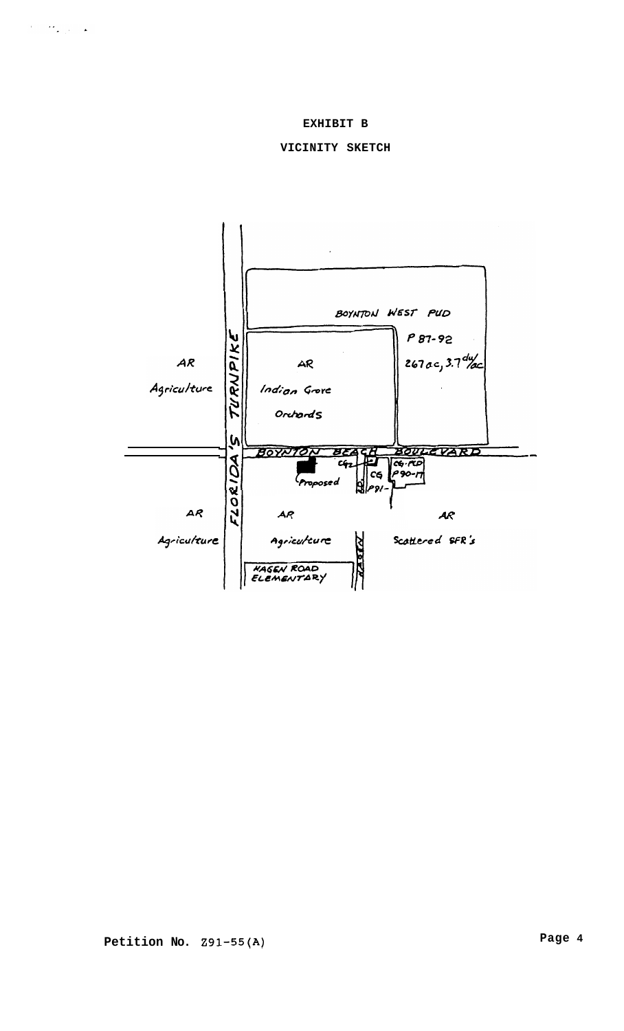**EXHIBIT B**

**VICINITY SKETCH**

BOYNTON WEST PUD

P 87-92

267 ac, 3.7 du/ac

AR

Agriculture

AR

Indian Grove

Orchards

FLORIDA'S TURNPIKE

BOYNTON BEACH BOULEVARD

CG

Proposed

CG

CG-PCD

P90-17

P91-

AR

Agriculture

AR

Agriculture

AR

Scattered SFR's

HAGEN ROAD ELEMENTARY

HAGEN

**Petition No.** Z91-55(A)